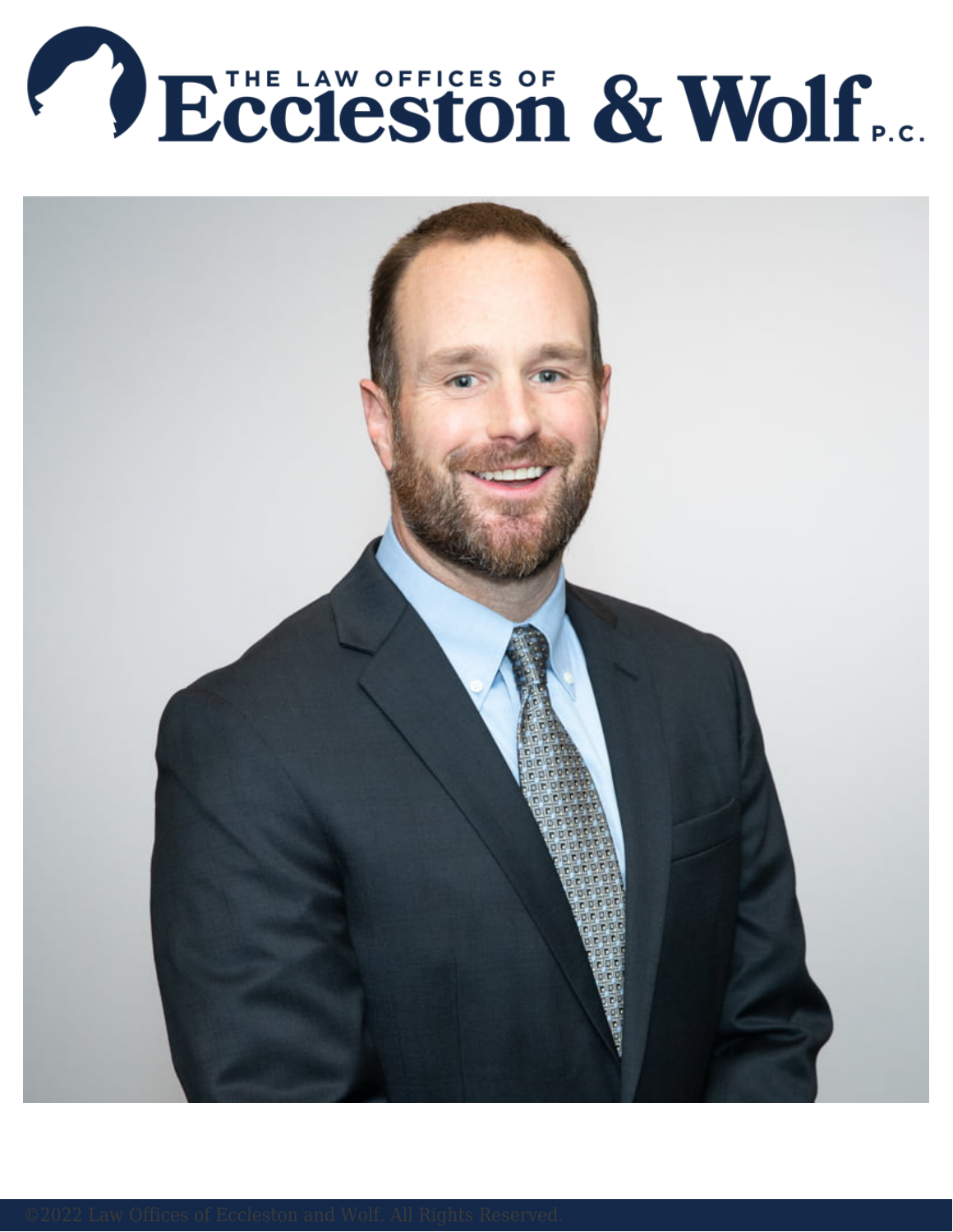# THE LAW OFFICES OF Eccleston & Wolf P.C.

©2022 Law Offices of Eccleston and Wolf. All Rights Reserved.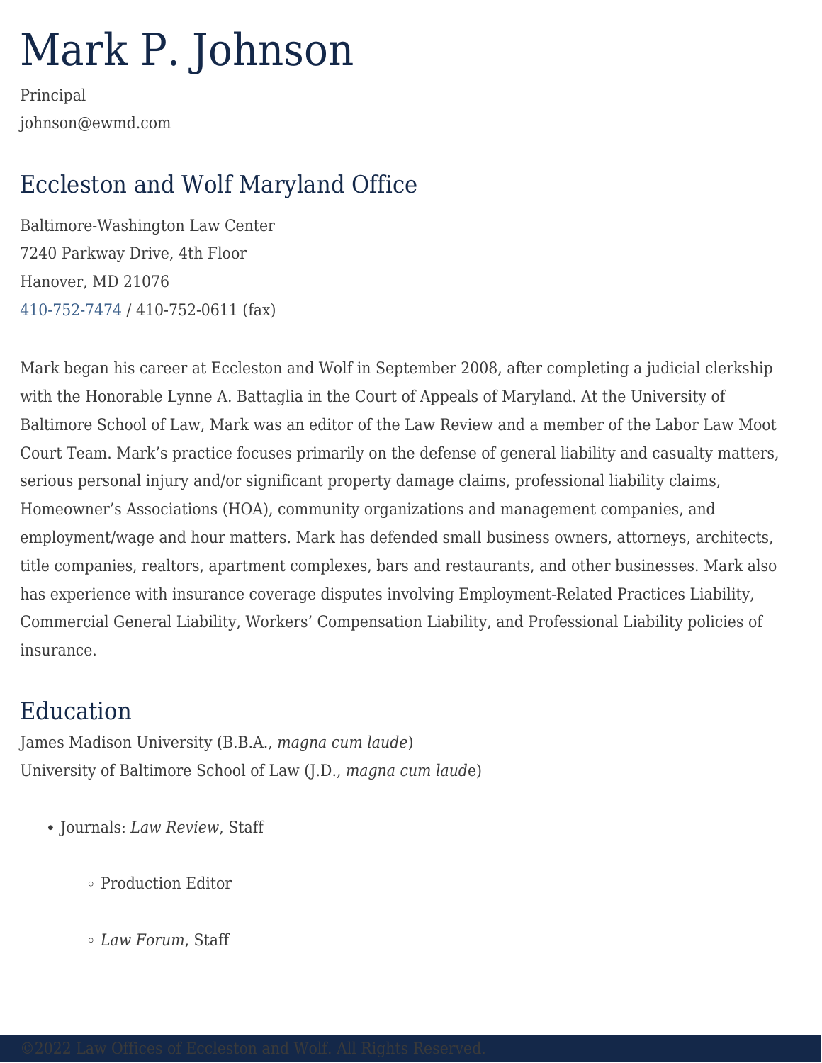# Mark P. Johnson

Principal

johnson@ewmd.com

## Eccleston and Wolf Maryland Office

Baltimore-Washington Law Center

7240 Parkway Drive, 4th Floor

Hanover, MD 21076

410-752-7474 / 410-752-0611 (fax)

Mark began his career at Eccleston and Wolf in September 2008, after completing a judicial clerkship with the Honorable Lynne A. Battaglia in the Court of Appeals of Maryland. At the University of Baltimore School of Law, Mark was an editor of the Law Review and a member of the Labor Law Moot Court Team. Mark's practice focuses primarily on the defense of general liability and casualty matters, serious personal injury and/or significant property damage claims, professional liability claims, Homeowner's Associations (HOA), community organizations and management companies, and employment/wage and hour matters. Mark has defended small business owners, attorneys, architects, title companies, realtors, apartment complexes, bars and restaurants, and other businesses. Mark also has experience with insurance coverage disputes involving Employment-Related Practices Liability, Commercial General Liability, Workers' Compensation Liability, and Professional Liability policies of insurance.

## Education

James Madison University (B.B.A., *magna cum laude*)

University of Baltimore School of Law (J.D., *magna cum laude*)

- Journals: *Law Review*, Staff
  - Production Editor
  - *Law Forum*, Staff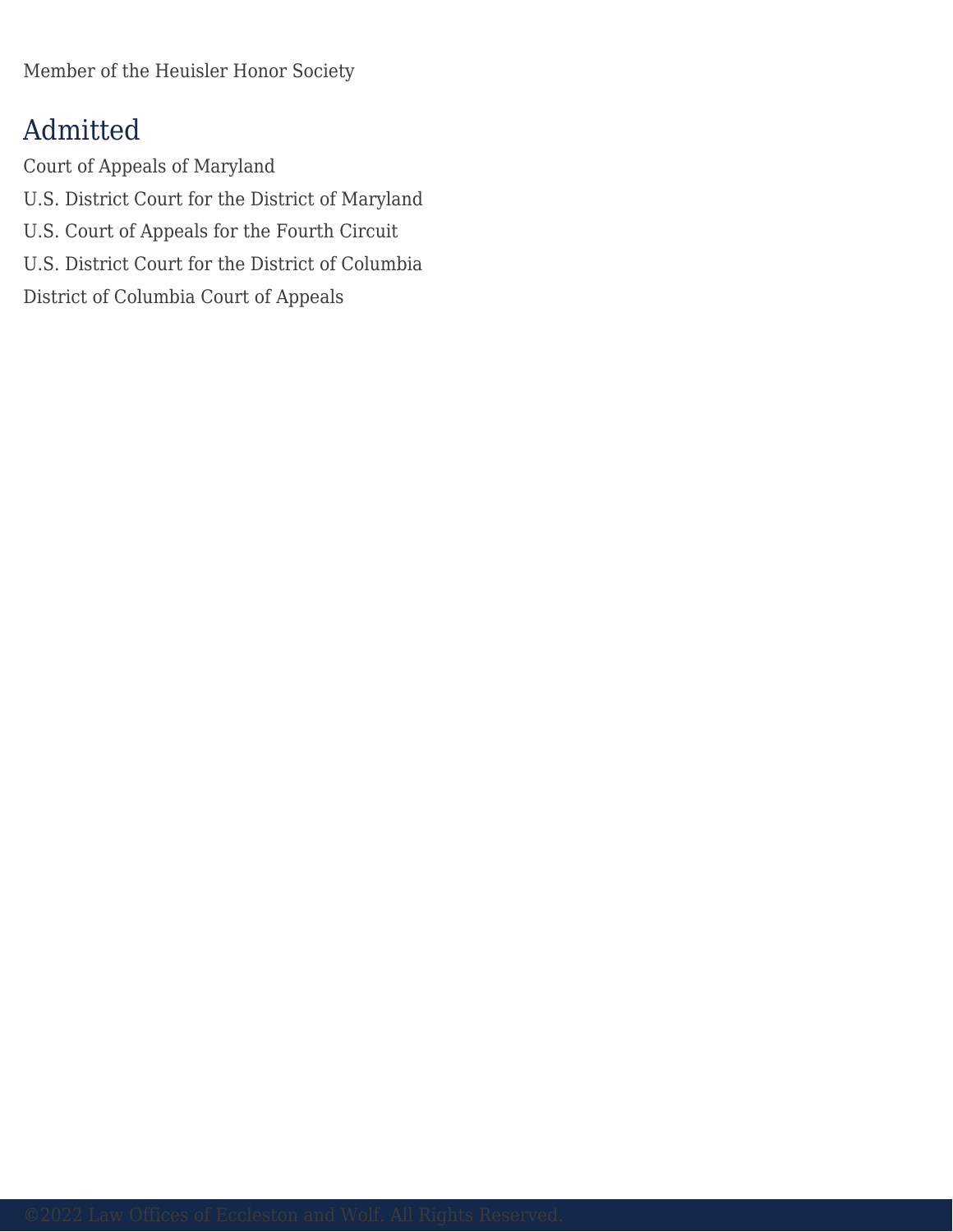Member of the Heuisler Honor Society

## Admitted

Court of Appeals of Maryland

U.S. District Court for the District of Maryland

U.S. Court of Appeals for the Fourth Circuit

U.S. District Court for the District of Columbia

District of Columbia Court of Appeals